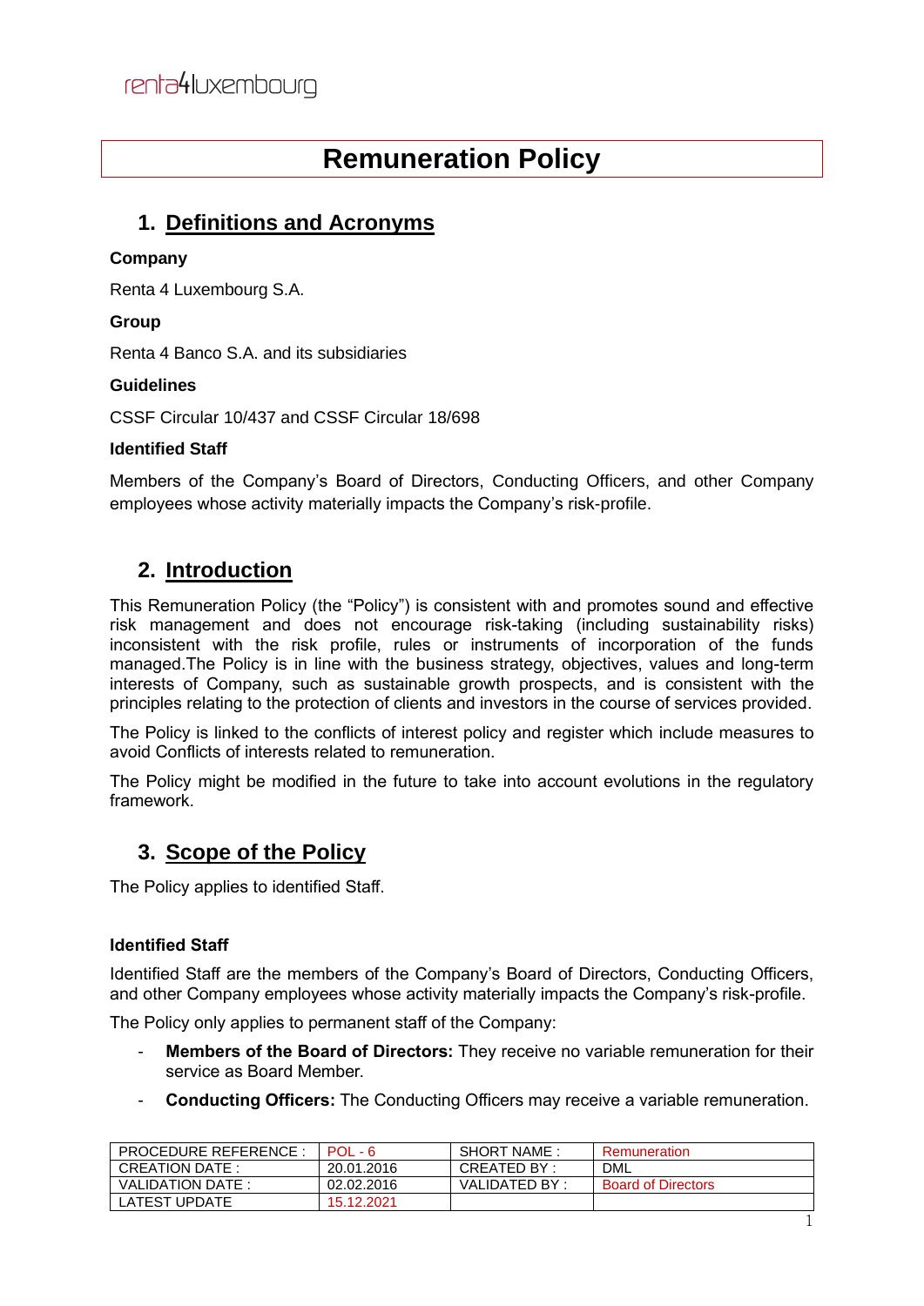renta4luxembourg

# Remuneration Policy

## 1. Definitions and Acronyms

**Company**

Renta 4 Luxembourg S.A.

**Group**

Renta 4 Banco S.A. and its subsidiaries

**Guidelines**

CSSF Circular 10/437 and CSSF Circular 18/698

**Identified Staff**

Members of the Company's Board of Directors, Conducting Officers, and other Company employees whose activity materially impacts the Company's risk-profile.

## 2. Introduction

This Remuneration Policy (the "Policy") is consistent with and promotes sound and effective risk management and does not encourage risk-taking (including sustainability risks) inconsistent with the risk profile, rules or instruments of incorporation of the funds managed.The Policy is in line with the business strategy, objectives, values and long-term interests of Company, such as sustainable growth prospects, and is consistent with the principles relating to the protection of clients and investors in the course of services provided.

The Policy is linked to the conflicts of interest policy and register which include measures to avoid Conflicts of interests related to remuneration.

The Policy might be modified in the future to take into account evolutions in the regulatory framework.

## 3. Scope of the Policy

The Policy applies to identified Staff.

**Identified Staff**

Identified Staff are the members of the Company's Board of Directors, Conducting Officers, and other Company employees whose activity materially impacts the Company's risk-profile.

The Policy only applies to permanent staff of the Company:

- **Members of the Board of Directors:** They receive no variable remuneration for their service as Board Member.
- **Conducting Officers:** The Conducting Officers may receive a variable remuneration.

| PROCEDURE REFERENCE : | POL - 6 | SHORT NAME : | Remuneration |
|---|---|---|---|
| CREATION DATE : | 20.01.2016 | CREATED BY : | DML |
| VALIDATION DATE : | 02.02.2016 | VALIDATED BY : | Board of Directors |
| LATEST UPDATE | 15.12.2021 | | |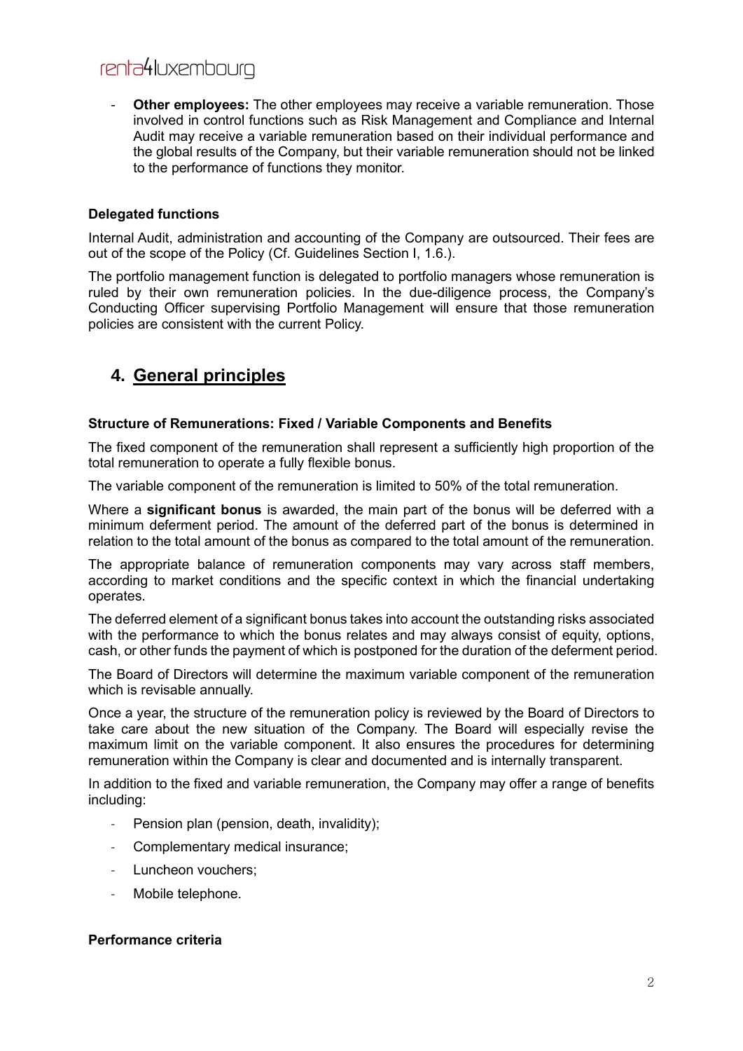- **Other employees:** The other employees may receive a variable remuneration. Those involved in control functions such as Risk Management and Compliance and Internal Audit may receive a variable remuneration based on their individual performance and the global results of the Company, but their variable remuneration should not be linked to the performance of functions they monitor.

**Delegated functions**

Internal Audit, administration and accounting of the Company are outsourced. Their fees are out of the scope of the Policy (Cf. Guidelines Section I, 1.6.).

The portfolio management function is delegated to portfolio managers whose remuneration is ruled by their own remuneration policies. In the due-diligence process, the Company's Conducting Officer supervising Portfolio Management will ensure that those remuneration policies are consistent with the current Policy.

## 4. General principles

**Structure of Remunerations: Fixed / Variable Components and Benefits**

The fixed component of the remuneration shall represent a sufficiently high proportion of the total remuneration to operate a fully flexible bonus.

The variable component of the remuneration is limited to 50% of the total remuneration.

Where a **significant bonus** is awarded, the main part of the bonus will be deferred with a minimum deferment period. The amount of the deferred part of the bonus is determined in relation to the total amount of the bonus as compared to the total amount of the remuneration.

The appropriate balance of remuneration components may vary across staff members, according to market conditions and the specific context in which the financial undertaking operates.

The deferred element of a significant bonus takes into account the outstanding risks associated with the performance to which the bonus relates and may always consist of equity, options, cash, or other funds the payment of which is postponed for the duration of the deferment period.

The Board of Directors will determine the maximum variable component of the remuneration which is revisable annually.

Once a year, the structure of the remuneration policy is reviewed by the Board of Directors to take care about the new situation of the Company. The Board will especially revise the maximum limit on the variable component. It also ensures the procedures for determining remuneration within the Company is clear and documented and is internally transparent.

In addition to the fixed and variable remuneration, the Company may offer a range of benefits including:

- Pension plan (pension, death, invalidity);
- Complementary medical insurance;
- Luncheon vouchers;
- Mobile telephone.

**Performance criteria**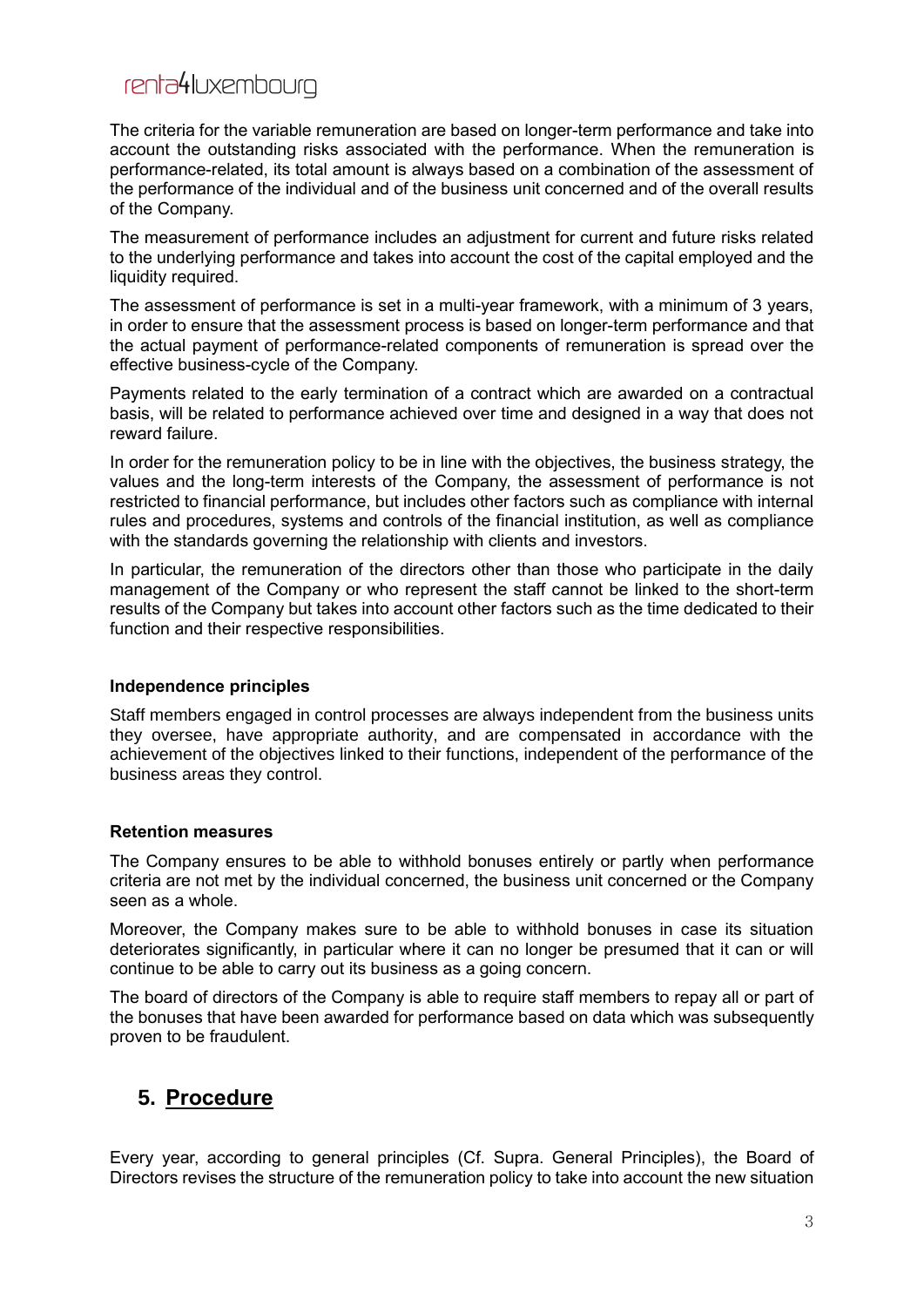The criteria for the variable remuneration are based on longer-term performance and take into account the outstanding risks associated with the performance. When the remuneration is performance-related, its total amount is always based on a combination of the assessment of the performance of the individual and of the business unit concerned and of the overall results of the Company.

The measurement of performance includes an adjustment for current and future risks related to the underlying performance and takes into account the cost of the capital employed and the liquidity required.

The assessment of performance is set in a multi-year framework, with a minimum of 3 years, in order to ensure that the assessment process is based on longer-term performance and that the actual payment of performance-related components of remuneration is spread over the effective business-cycle of the Company.

Payments related to the early termination of a contract which are awarded on a contractual basis, will be related to performance achieved over time and designed in a way that does not reward failure.

In order for the remuneration policy to be in line with the objectives, the business strategy, the values and the long-term interests of the Company, the assessment of performance is not restricted to financial performance, but includes other factors such as compliance with internal rules and procedures, systems and controls of the financial institution, as well as compliance with the standards governing the relationship with clients and investors.

In particular, the remuneration of the directors other than those who participate in the daily management of the Company or who represent the staff cannot be linked to the short-term results of the Company but takes into account other factors such as the time dedicated to their function and their respective responsibilities.

**Independence principles**

Staff members engaged in control processes are always independent from the business units they oversee, have appropriate authority, and are compensated in accordance with the achievement of the objectives linked to their functions, independent of the performance of the business areas they control.

**Retention measures**

The Company ensures to be able to withhold bonuses entirely or partly when performance criteria are not met by the individual concerned, the business unit concerned or the Company seen as a whole.

Moreover, the Company makes sure to be able to withhold bonuses in case its situation deteriorates significantly, in particular where it can no longer be presumed that it can or will continue to be able to carry out its business as a going concern.

The board of directors of the Company is able to require staff members to repay all or part of the bonuses that have been awarded for performance based on data which was subsequently proven to be fraudulent.

## 5. Procedure

Every year, according to general principles (Cf. Supra. General Principles), the Board of Directors revises the structure of the remuneration policy to take into account the new situation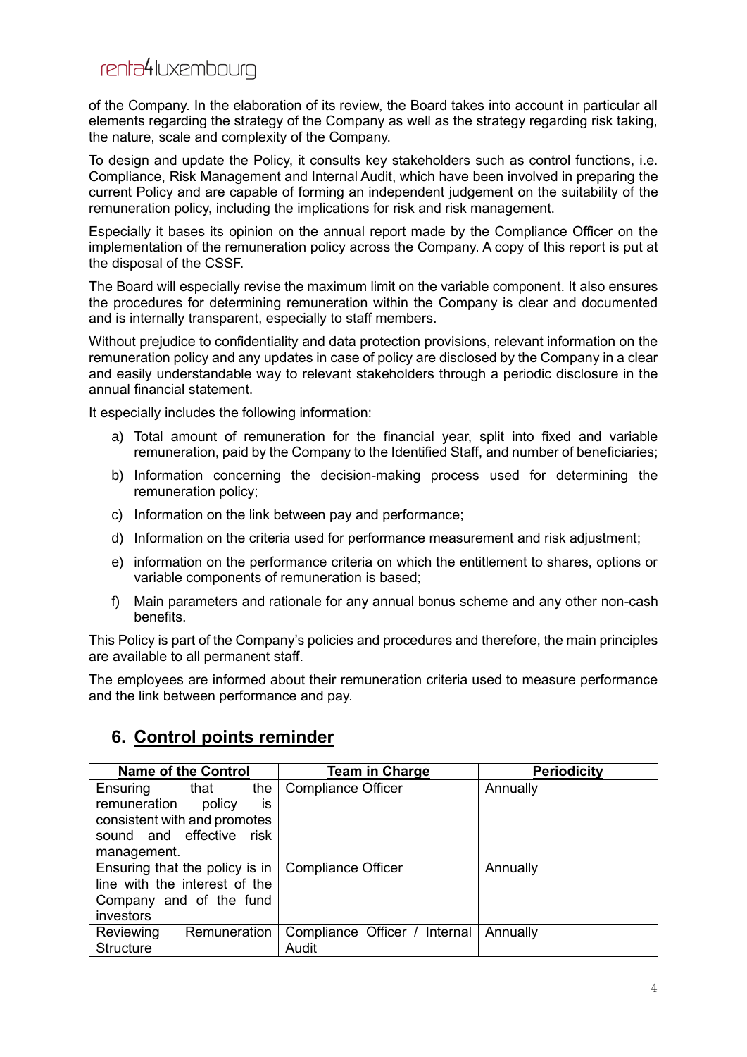of the Company. In the elaboration of its review, the Board takes into account in particular all elements regarding the strategy of the Company as well as the strategy regarding risk taking, the nature, scale and complexity of the Company.

To design and update the Policy, it consults key stakeholders such as control functions, i.e. Compliance, Risk Management and Internal Audit, which have been involved in preparing the current Policy and are capable of forming an independent judgement on the suitability of the remuneration policy, including the implications for risk and risk management.

Especially it bases its opinion on the annual report made by the Compliance Officer on the implementation of the remuneration policy across the Company. A copy of this report is put at the disposal of the CSSF.

The Board will especially revise the maximum limit on the variable component. It also ensures the procedures for determining remuneration within the Company is clear and documented and is internally transparent, especially to staff members.

Without prejudice to confidentiality and data protection provisions, relevant information on the remuneration policy and any updates in case of policy are disclosed by the Company in a clear and easily understandable way to relevant stakeholders through a periodic disclosure in the annual financial statement.

It especially includes the following information:

a) Total amount of remuneration for the financial year, split into fixed and variable remuneration, paid by the Company to the Identified Staff, and number of beneficiaries;
b) Information concerning the decision-making process used for determining the remuneration policy;
c) Information on the link between pay and performance;
d) Information on the criteria used for performance measurement and risk adjustment;
e) information on the performance criteria on which the entitlement to shares, options or variable components of remuneration is based;
f) Main parameters and rationale for any annual bonus scheme and any other non-cash benefits.

This Policy is part of the Company's policies and procedures and therefore, the main principles are available to all permanent staff.

The employees are informed about their remuneration criteria used to measure performance and the link between performance and pay.

## 6. Control points reminder

| Name of the Control | Team in Charge | Periodicity |
|---|---|---|
| Ensuring that the remuneration policy is consistent with and promotes sound and effective risk management. | Compliance Officer | Annually |
| Ensuring that the policy is in line with the interest of the Company and of the fund investors | Compliance Officer | Annually |
| Reviewing Remuneration Structure | Compliance Officer / Internal Audit | Annually |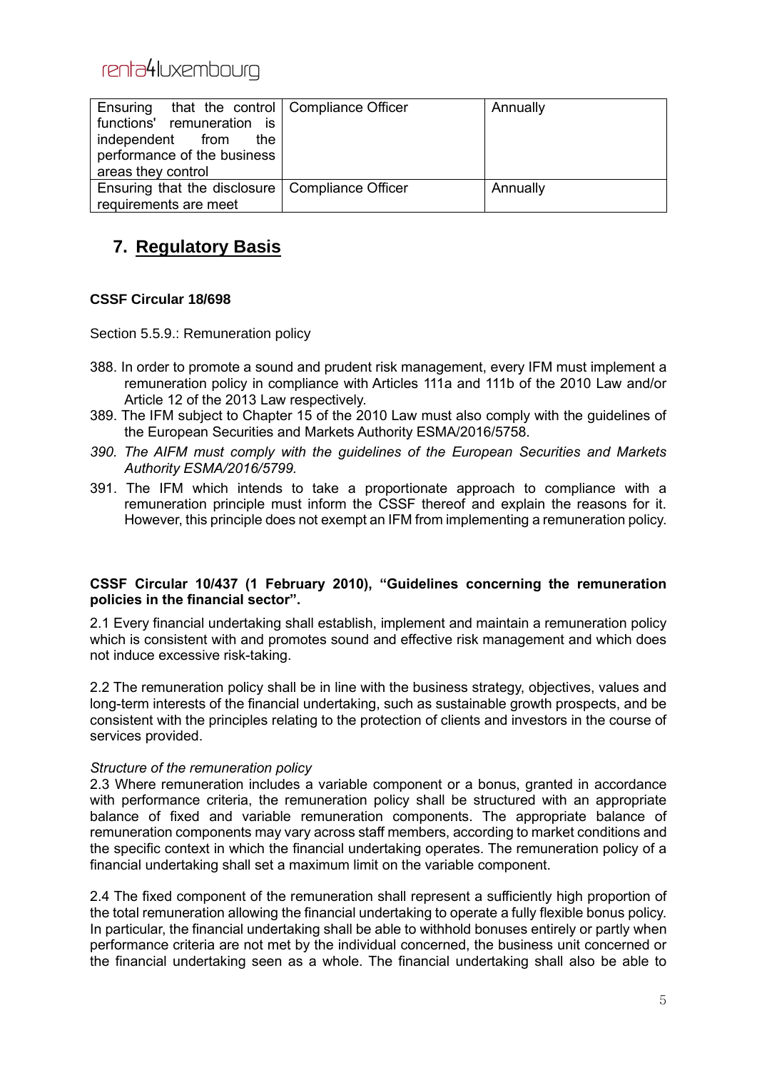| Ensuring that the control functions' remuneration is independent from the performance of the business areas they control | Compliance Officer | Annually |
|---|---|---|
| Ensuring that the disclosure requirements are meet | Compliance Officer | Annually |

## 7. Regulatory Basis

**CSSF Circular 18/698**

Section 5.5.9.: Remuneration policy

388. In order to promote a sound and prudent risk management, every IFM must implement a remuneration policy in compliance with Articles 111a and 111b of the 2010 Law and/or Article 12 of the 2013 Law respectively.
389. The IFM subject to Chapter 15 of the 2010 Law must also comply with the guidelines of the European Securities and Markets Authority ESMA/2016/5758.
390. *The AIFM must comply with the guidelines of the European Securities and Markets Authority ESMA/2016/5799.*
391. The IFM which intends to take a proportionate approach to compliance with a remuneration principle must inform the CSSF thereof and explain the reasons for it. However, this principle does not exempt an IFM from implementing a remuneration policy.

**CSSF Circular 10/437 (1 February 2010), "Guidelines concerning the remuneration policies in the financial sector".**

2.1 Every financial undertaking shall establish, implement and maintain a remuneration policy which is consistent with and promotes sound and effective risk management and which does not induce excessive risk-taking.

2.2 The remuneration policy shall be in line with the business strategy, objectives, values and long-term interests of the financial undertaking, such as sustainable growth prospects, and be consistent with the principles relating to the protection of clients and investors in the course of services provided.

*Structure of the remuneration policy*

2.3 Where remuneration includes a variable component or a bonus, granted in accordance with performance criteria, the remuneration policy shall be structured with an appropriate balance of fixed and variable remuneration components. The appropriate balance of remuneration components may vary across staff members, according to market conditions and the specific context in which the financial undertaking operates. The remuneration policy of a financial undertaking shall set a maximum limit on the variable component.

2.4 The fixed component of the remuneration shall represent a sufficiently high proportion of the total remuneration allowing the financial undertaking to operate a fully flexible bonus policy. In particular, the financial undertaking shall be able to withhold bonuses entirely or partly when performance criteria are not met by the individual concerned, the business unit concerned or the financial undertaking seen as a whole. The financial undertaking shall also be able to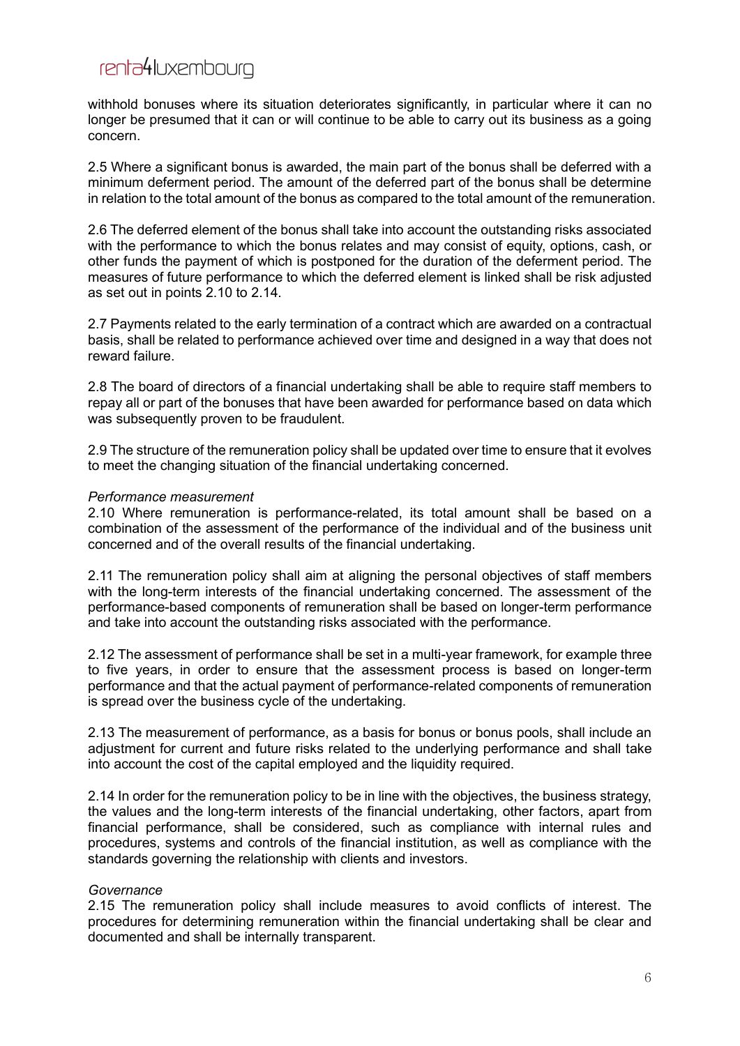withhold bonuses where its situation deteriorates significantly, in particular where it can no longer be presumed that it can or will continue to be able to carry out its business as a going concern.

2.5 Where a significant bonus is awarded, the main part of the bonus shall be deferred with a minimum deferment period. The amount of the deferred part of the bonus shall be determine in relation to the total amount of the bonus as compared to the total amount of the remuneration.

2.6 The deferred element of the bonus shall take into account the outstanding risks associated with the performance to which the bonus relates and may consist of equity, options, cash, or other funds the payment of which is postponed for the duration of the deferment period. The measures of future performance to which the deferred element is linked shall be risk adjusted as set out in points 2.10 to 2.14.

2.7 Payments related to the early termination of a contract which are awarded on a contractual basis, shall be related to performance achieved over time and designed in a way that does not reward failure.

2.8 The board of directors of a financial undertaking shall be able to require staff members to repay all or part of the bonuses that have been awarded for performance based on data which was subsequently proven to be fraudulent.

2.9 The structure of the remuneration policy shall be updated over time to ensure that it evolves to meet the changing situation of the financial undertaking concerned.

*Performance measurement*

2.10 Where remuneration is performance-related, its total amount shall be based on a combination of the assessment of the performance of the individual and of the business unit concerned and of the overall results of the financial undertaking.

2.11 The remuneration policy shall aim at aligning the personal objectives of staff members with the long-term interests of the financial undertaking concerned. The assessment of the performance-based components of remuneration shall be based on longer-term performance and take into account the outstanding risks associated with the performance.

2.12 The assessment of performance shall be set in a multi-year framework, for example three to five years, in order to ensure that the assessment process is based on longer-term performance and that the actual payment of performance-related components of remuneration is spread over the business cycle of the undertaking.

2.13 The measurement of performance, as a basis for bonus or bonus pools, shall include an adjustment for current and future risks related to the underlying performance and shall take into account the cost of the capital employed and the liquidity required.

2.14 In order for the remuneration policy to be in line with the objectives, the business strategy, the values and the long-term interests of the financial undertaking, other factors, apart from financial performance, shall be considered, such as compliance with internal rules and procedures, systems and controls of the financial institution, as well as compliance with the standards governing the relationship with clients and investors.

*Governance*

2.15 The remuneration policy shall include measures to avoid conflicts of interest. The procedures for determining remuneration within the financial undertaking shall be clear and documented and shall be internally transparent.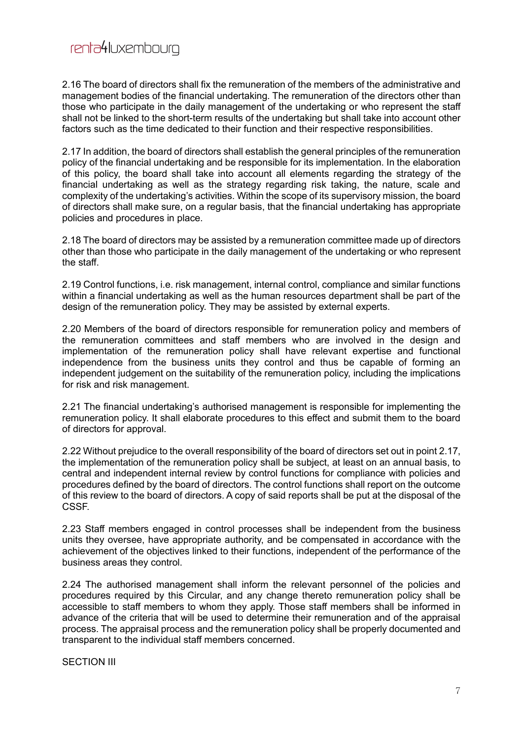2.16 The board of directors shall fix the remuneration of the members of the administrative and management bodies of the financial undertaking. The remuneration of the directors other than those who participate in the daily management of the undertaking or who represent the staff shall not be linked to the short-term results of the undertaking but shall take into account other factors such as the time dedicated to their function and their respective responsibilities.

2.17 In addition, the board of directors shall establish the general principles of the remuneration policy of the financial undertaking and be responsible for its implementation. In the elaboration of this policy, the board shall take into account all elements regarding the strategy of the financial undertaking as well as the strategy regarding risk taking, the nature, scale and complexity of the undertaking's activities. Within the scope of its supervisory mission, the board of directors shall make sure, on a regular basis, that the financial undertaking has appropriate policies and procedures in place.

2.18 The board of directors may be assisted by a remuneration committee made up of directors other than those who participate in the daily management of the undertaking or who represent the staff.

2.19 Control functions, i.e. risk management, internal control, compliance and similar functions within a financial undertaking as well as the human resources department shall be part of the design of the remuneration policy. They may be assisted by external experts.

2.20 Members of the board of directors responsible for remuneration policy and members of the remuneration committees and staff members who are involved in the design and implementation of the remuneration policy shall have relevant expertise and functional independence from the business units they control and thus be capable of forming an independent judgement on the suitability of the remuneration policy, including the implications for risk and risk management.

2.21 The financial undertaking's authorised management is responsible for implementing the remuneration policy. It shall elaborate procedures to this effect and submit them to the board of directors for approval.

2.22 Without prejudice to the overall responsibility of the board of directors set out in point 2.17, the implementation of the remuneration policy shall be subject, at least on an annual basis, to central and independent internal review by control functions for compliance with policies and procedures defined by the board of directors. The control functions shall report on the outcome of this review to the board of directors. A copy of said reports shall be put at the disposal of the CSSF.

2.23 Staff members engaged in control processes shall be independent from the business units they oversee, have appropriate authority, and be compensated in accordance with the achievement of the objectives linked to their functions, independent of the performance of the business areas they control.

2.24 The authorised management shall inform the relevant personnel of the policies and procedures required by this Circular, and any change thereto remuneration policy shall be accessible to staff members to whom they apply. Those staff members shall be informed in advance of the criteria that will be used to determine their remuneration and of the appraisal process. The appraisal process and the remuneration policy shall be properly documented and transparent to the individual staff members concerned.

SECTION III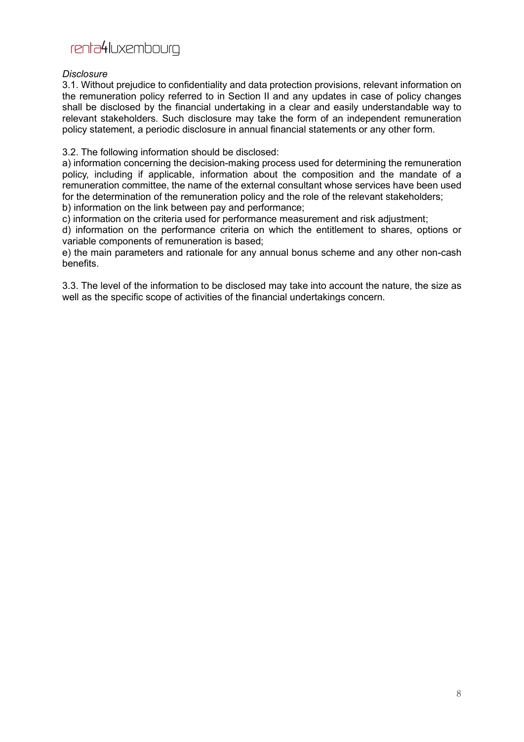*Disclosure*

3.1. Without prejudice to confidentiality and data protection provisions, relevant information on the remuneration policy referred to in Section II and any updates in case of policy changes shall be disclosed by the financial undertaking in a clear and easily understandable way to relevant stakeholders. Such disclosure may take the form of an independent remuneration policy statement, a periodic disclosure in annual financial statements or any other form.

3.2. The following information should be disclosed:

a) information concerning the decision-making process used for determining the remuneration policy, including if applicable, information about the composition and the mandate of a remuneration committee, the name of the external consultant whose services have been used for the determination of the remuneration policy and the role of the relevant stakeholders;

b) information on the link between pay and performance;

c) information on the criteria used for performance measurement and risk adjustment;

d) information on the performance criteria on which the entitlement to shares, options or variable components of remuneration is based;

e) the main parameters and rationale for any annual bonus scheme and any other non-cash benefits.

3.3. The level of the information to be disclosed may take into account the nature, the size as well as the specific scope of activities of the financial undertakings concern.